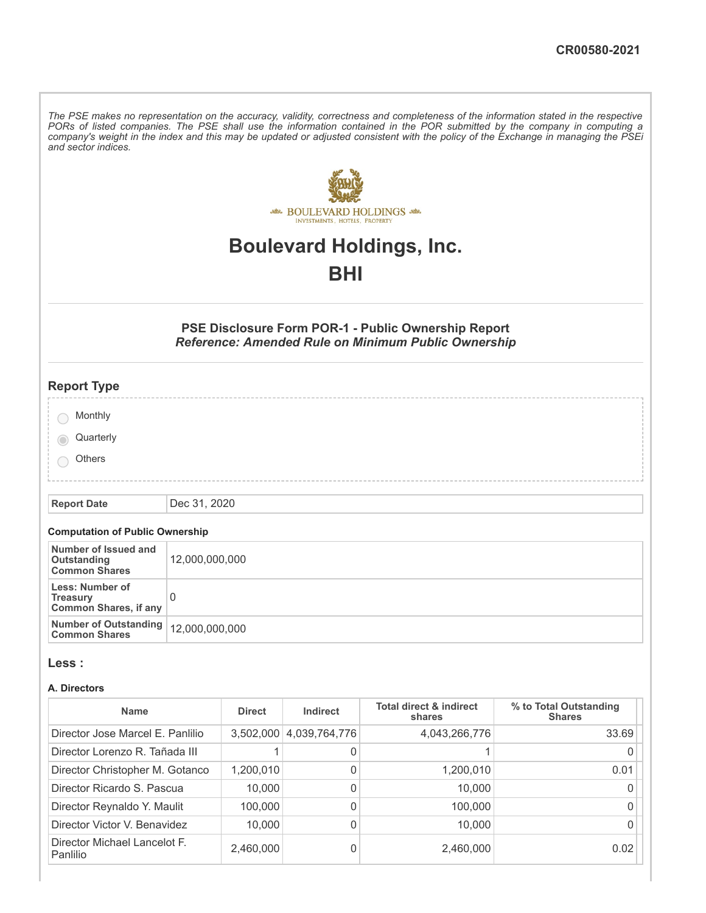CR00580-2021

*The PSE makes no representation on the accuracy, validity, correctness and completeness of the information stated in the respective PORs of listed companies. The PSE shall use the information contained in the POR submitted by the company in computing a company's weight in the index and this may be updated or adjusted consistent with the policy of the Exchange in managing the PSEi and sector indices.*

# Boulevard Holdings, Inc.

# BHI

## PSE Disclosure Form POR-1 - Public Ownership Report

***Reference: Amended Rule on Minimum Public Ownership***

## Report Type

- ○ Monthly
- ◉ Quarterly
- ○ Others

| Report Date | Dec 31, 2020 |
|---|---|

### Computation of Public Ownership

| Number of Issued and Outstanding Common Shares | 12,000,000,000 |
|---|---|
| Less: Number of Treasury Common Shares, if any | 0 |
| Number of Outstanding Common Shares | 12,000,000,000 |

## Less :

### A. Directors

| Name | Direct | Indirect | Total direct & indirect shares | % to Total Outstanding Shares |
|---|---|---|---|---|
| Director Jose Marcel E. Panlilio | 3,502,000 | 4,039,764,776 | 4,043,266,776 | 33.69 |
| Director Lorenzo R. Tañada III | 1 | 0 | 1 | 0 |
| Director Christopher M. Gotanco | 1,200,010 | 0 | 1,200,010 | 0.01 |
| Director Ricardo S. Pascua | 10,000 | 0 | 10,000 | 0 |
| Director Reynaldo Y. Maulit | 100,000 | 0 | 100,000 | 0 |
| Director Victor V. Benavidez | 10,000 | 0 | 10,000 | 0 |
| Director Michael Lancelot F. Panlilio | 2,460,000 | 0 | 2,460,000 | 0.02 |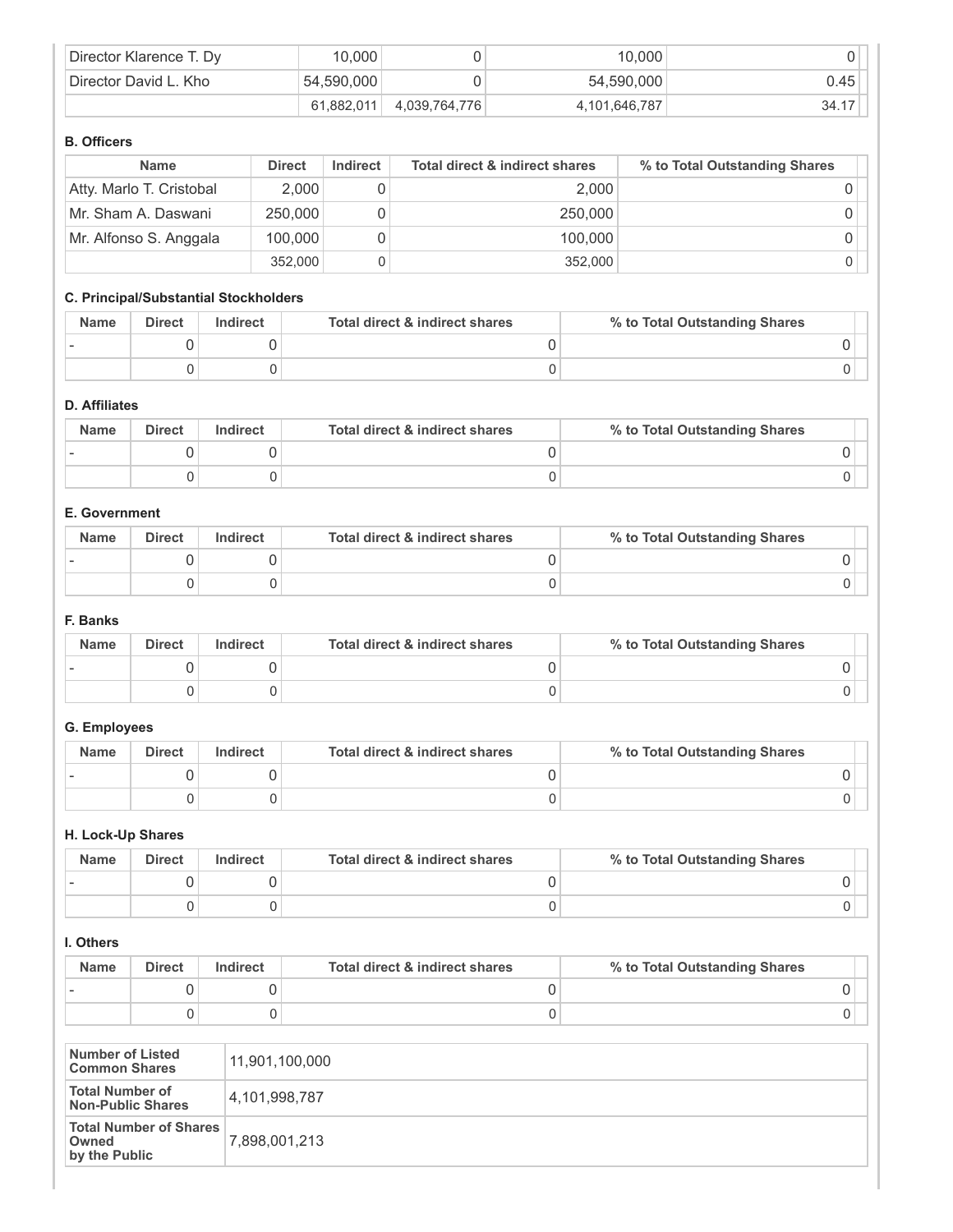| | | | | |
|---|---|---|---|---|
| Director Klarence T. Dy | 10,000 | 0 | 10,000 | 0 |
| Director David L. Kho | 54,590,000 | 0 | 54,590,000 | 0.45 |
| | 61,882,011 | 4,039,764,776 | 4,101,646,787 | 34.17 |

**B. Officers**

| Name | Direct | Indirect | Total direct & indirect shares | % to Total Outstanding Shares |
|---|---|---|---|---|
| Atty. Marlo T. Cristobal | 2,000 | 0 | 2,000 | 0 |
| Mr. Sham A. Daswani | 250,000 | 0 | 250,000 | 0 |
| Mr. Alfonso S. Anggala | 100,000 | 0 | 100,000 | 0 |
| | 352,000 | 0 | 352,000 | 0 |

**C. Principal/Substantial Stockholders**

| Name | Direct | Indirect | Total direct & indirect shares | % to Total Outstanding Shares |
|---|---|---|---|---|
| - | 0 | 0 | 0 | 0 |
| | 0 | 0 | 0 | 0 |

**D. Affiliates**

| Name | Direct | Indirect | Total direct & indirect shares | % to Total Outstanding Shares |
|---|---|---|---|---|
| - | 0 | 0 | 0 | 0 |
| | 0 | 0 | 0 | 0 |

**E. Government**

| Name | Direct | Indirect | Total direct & indirect shares | % to Total Outstanding Shares |
|---|---|---|---|---|
| - | 0 | 0 | 0 | 0 |
| | 0 | 0 | 0 | 0 |

**F. Banks**

| Name | Direct | Indirect | Total direct & indirect shares | % to Total Outstanding Shares |
|---|---|---|---|---|
| - | 0 | 0 | 0 | 0 |
| | 0 | 0 | 0 | 0 |

**G. Employees**

| Name | Direct | Indirect | Total direct & indirect shares | % to Total Outstanding Shares |
|---|---|---|---|---|
| - | 0 | 0 | 0 | 0 |
| | 0 | 0 | 0 | 0 |

**H. Lock-Up Shares**

| Name | Direct | Indirect | Total direct & indirect shares | % to Total Outstanding Shares |
|---|---|---|---|---|
| - | 0 | 0 | 0 | 0 |
| | 0 | 0 | 0 | 0 |

**I. Others**

| Name | Direct | Indirect | Total direct & indirect shares | % to Total Outstanding Shares |
|---|---|---|---|---|
| - | 0 | 0 | 0 | 0 |
| | 0 | 0 | 0 | 0 |

| | |
|---|---|
| **Number of Listed Common Shares** | 11,901,100,000 |
| **Total Number of Non-Public Shares** | 4,101,998,787 |
| **Total Number of Shares Owned by the Public** | 7,898,001,213 |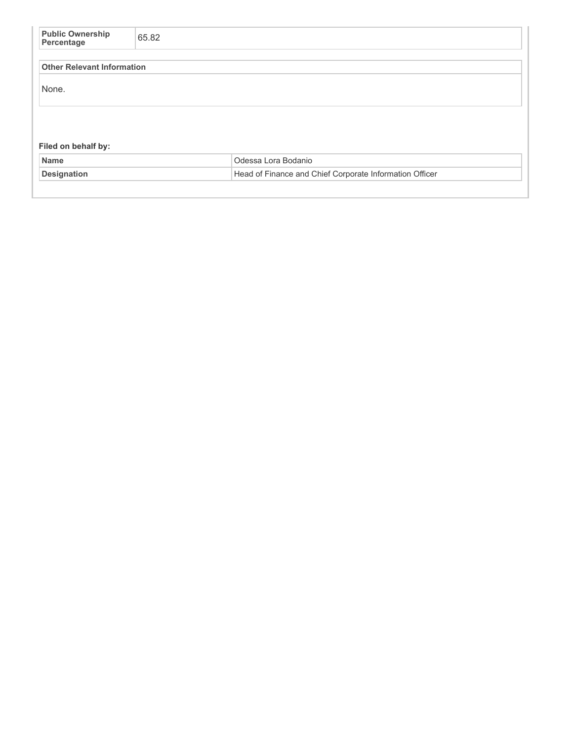| | |
|---|---|
| **Public Ownership Percentage** | 65.82 |

| **Other Relevant Information** |
|---|
| None. |

**Filed on behalf by:**

| | |
|---|---|
| **Name** | Odessa Lora Bodanio |
| **Designation** | Head of Finance and Chief Corporate Information Officer |